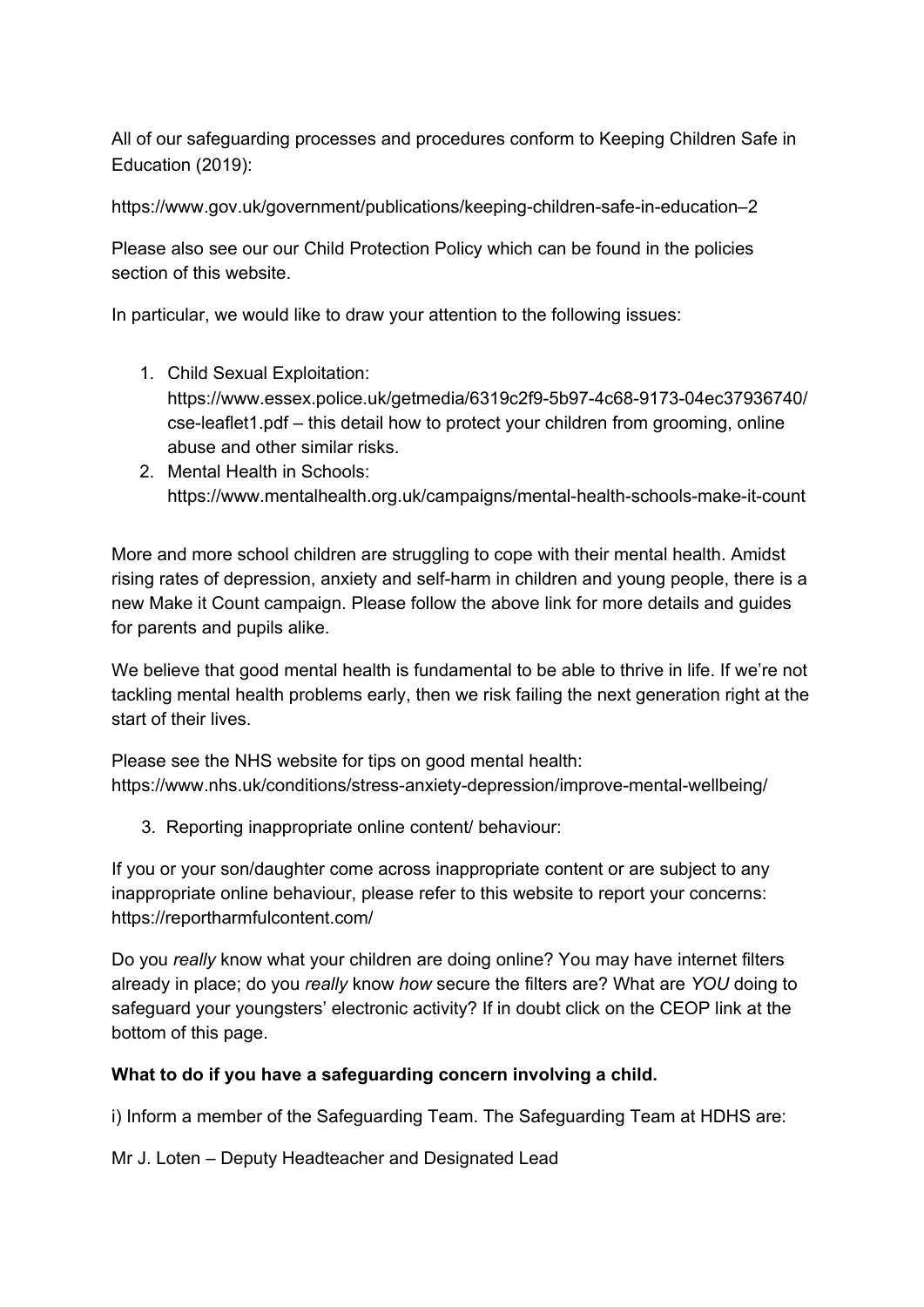All of our safeguarding processes and procedures conform to Keeping Children Safe in Education (2019):

https://www.gov.uk/government/publications/keeping-children-safe-in-education–2

Please also see our our Child Protection Policy which can be found in the policies section of this website.

In particular, we would like to draw your attention to the following issues:

1. Child Sexual Exploitation: https://www.essex.police.uk/getmedia/6319c2f9-5b97-4c68-9173-04ec37936740/cse-leaflet1.pdf – this detail how to protect your children from grooming, online abuse and other similar risks.
2. Mental Health in Schools: https://www.mentalhealth.org.uk/campaigns/mental-health-schools-make-it-count

More and more school children are struggling to cope with their mental health. Amidst rising rates of depression, anxiety and self-harm in children and young people, there is a new Make it Count campaign. Please follow the above link for more details and guides for parents and pupils alike.

We believe that good mental health is fundamental to be able to thrive in life. If we're not tackling mental health problems early, then we risk failing the next generation right at the start of their lives.

Please see the NHS website for tips on good mental health: https://www.nhs.uk/conditions/stress-anxiety-depression/improve-mental-wellbeing/

3. Reporting inappropriate online content/ behaviour:

If you or your son/daughter come across inappropriate content or are subject to any inappropriate online behaviour, please refer to this website to report your concerns: https://reportharmfulcontent.com/

Do you *really* know what your children are doing online? You may have internet filters already in place; do you *really* know *how* secure the filters are? What are *YOU* doing to safeguard your youngsters' electronic activity? If in doubt click on the CEOP link at the bottom of this page.

**What to do if you have a safeguarding concern involving a child.**

i) Inform a member of the Safeguarding Team. The Safeguarding Team at HDHS are:

Mr J. Loten – Deputy Headteacher and Designated Lead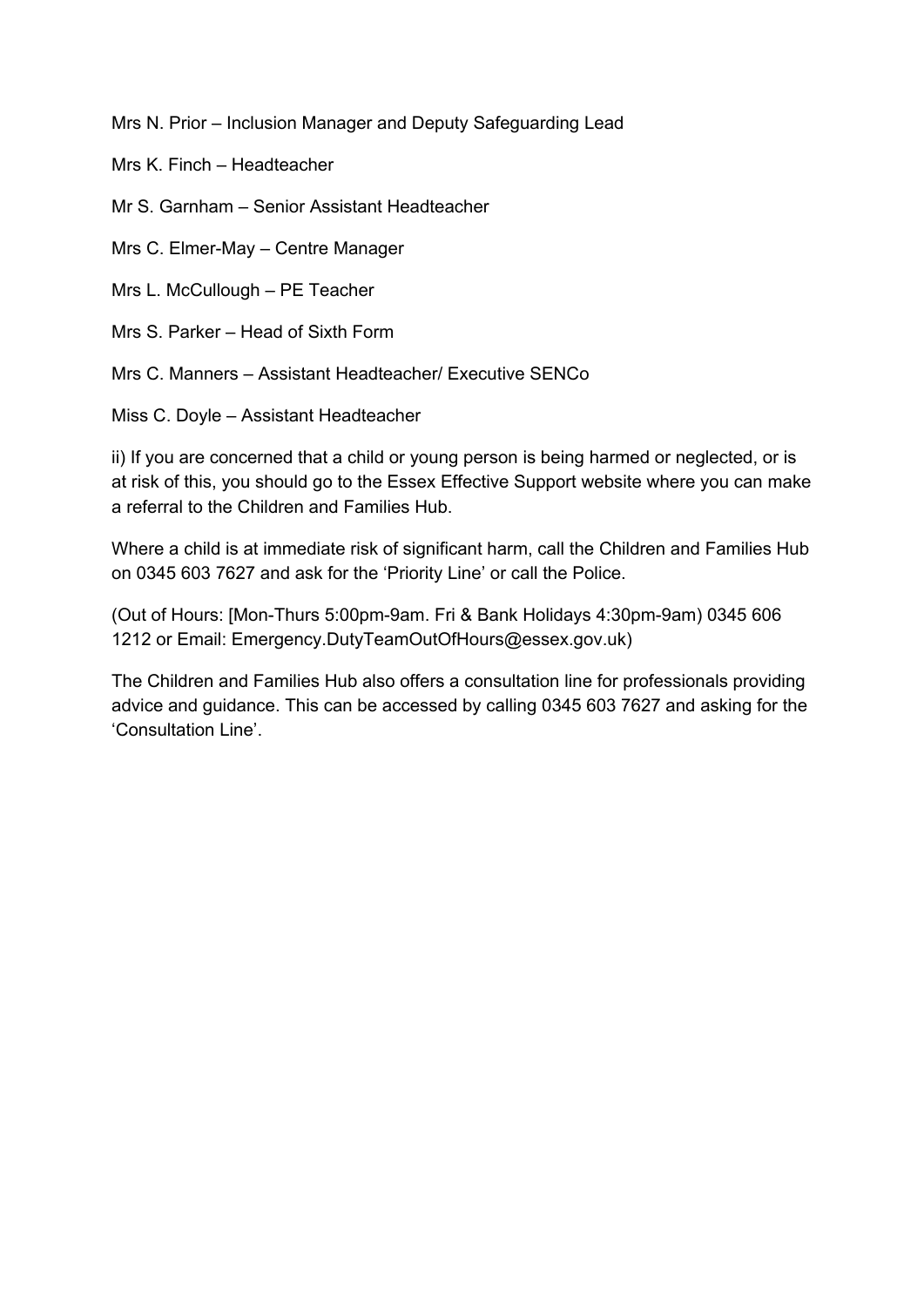Mrs N. Prior – Inclusion Manager and Deputy Safeguarding Lead

Mrs K. Finch – Headteacher

Mr S. Garnham – Senior Assistant Headteacher

Mrs C. Elmer-May – Centre Manager

Mrs L. McCullough – PE Teacher

Mrs S. Parker – Head of Sixth Form

Mrs C. Manners – Assistant Headteacher/ Executive SENCo

Miss C. Doyle – Assistant Headteacher

ii) If you are concerned that a child or young person is being harmed or neglected, or is at risk of this, you should go to the Essex Effective Support website where you can make a referral to the Children and Families Hub.

Where a child is at immediate risk of significant harm, call the Children and Families Hub on 0345 603 7627 and ask for the 'Priority Line' or call the Police.

(Out of Hours: [Mon-Thurs 5:00pm-9am. Fri & Bank Holidays 4:30pm-9am) 0345 606 1212 or Email: Emergency.DutyTeamOutOfHours@essex.gov.uk)

The Children and Families Hub also offers a consultation line for professionals providing advice and guidance. This can be accessed by calling 0345 603 7627 and asking for the 'Consultation Line'.